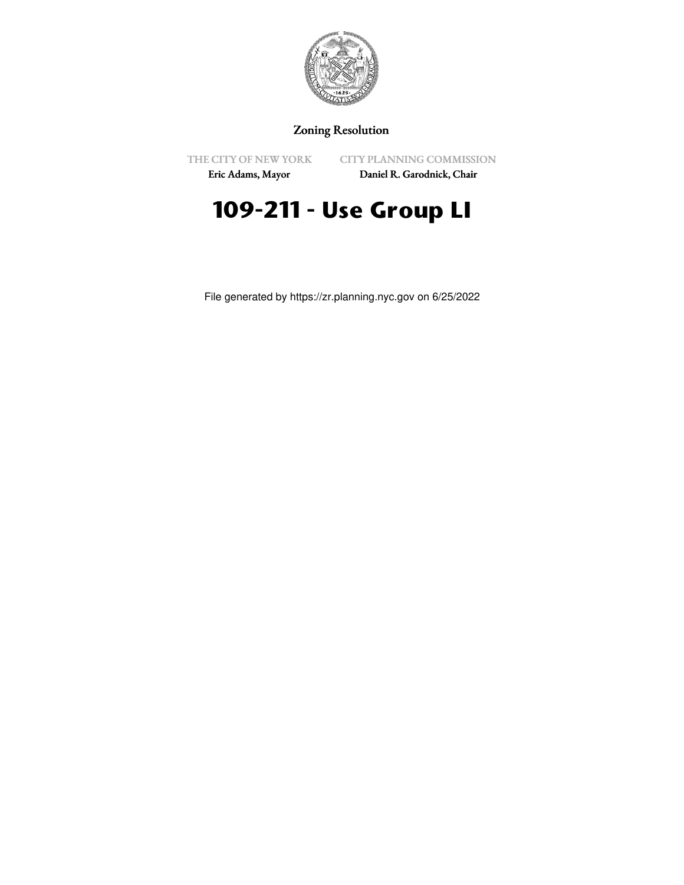Zoning Resolution

THE CITY OF NEW YORK
Eric Adams, Mayor

CITY PLANNING COMMISSION
Daniel R. Garodnick, Chair

# 109-211 - Use Group LI

File generated by https://zr.planning.nyc.gov on 6/25/2022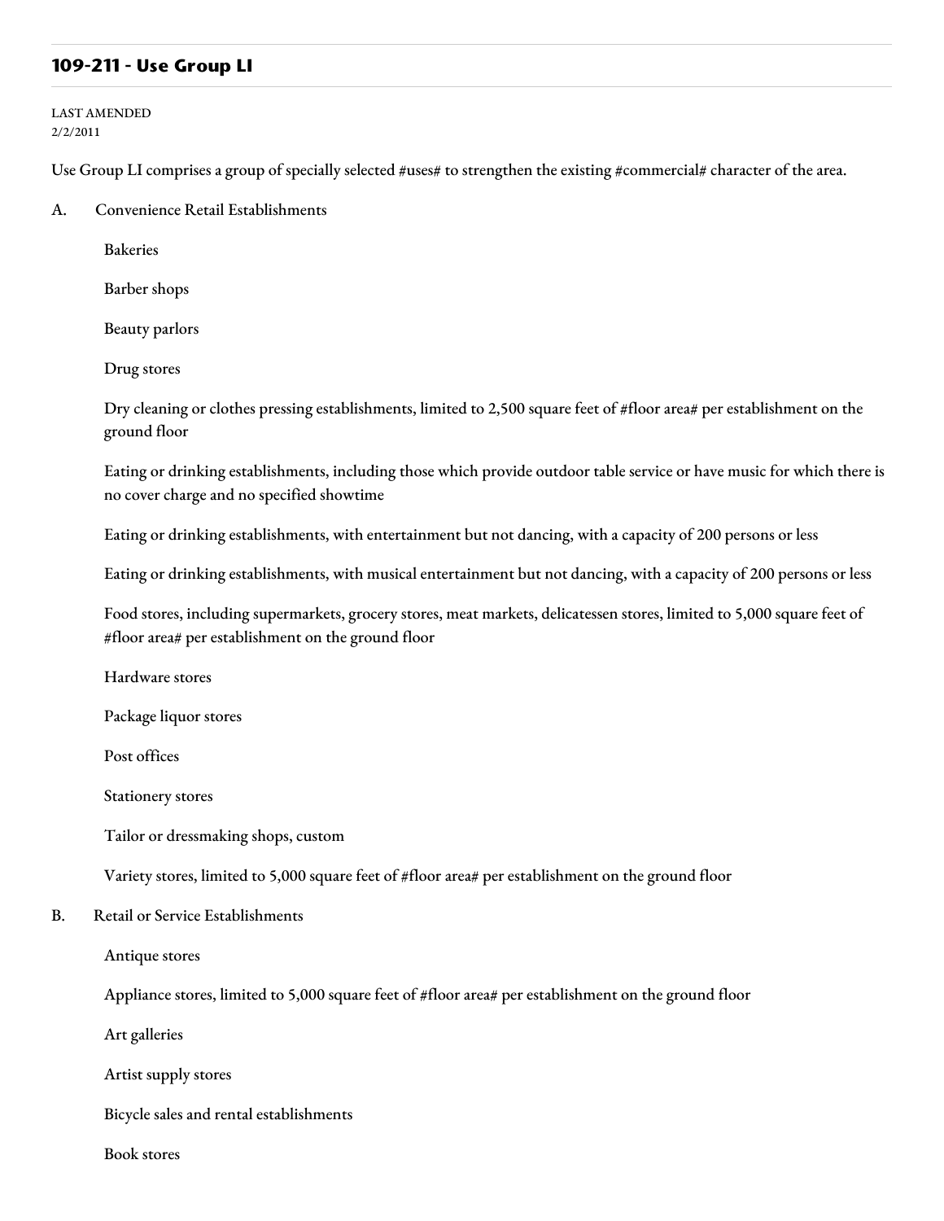## 109-211 - Use Group LI

LAST AMENDED
2/2/2011

Use Group LI comprises a group of specially selected #uses# to strengthen the existing #commercial# character of the area.

A. Convenience Retail Establishments

Bakeries

Barber shops

Beauty parlors

Drug stores

Dry cleaning or clothes pressing establishments, limited to 2,500 square feet of #floor area# per establishment on the ground floor

Eating or drinking establishments, including those which provide outdoor table service or have music for which there is no cover charge and no specified showtime

Eating or drinking establishments, with entertainment but not dancing, with a capacity of 200 persons or less

Eating or drinking establishments, with musical entertainment but not dancing, with a capacity of 200 persons or less

Food stores, including supermarkets, grocery stores, meat markets, delicatessen stores, limited to 5,000 square feet of #floor area# per establishment on the ground floor

Hardware stores

Package liquor stores

Post offices

Stationery stores

Tailor or dressmaking shops, custom

Variety stores, limited to 5,000 square feet of #floor area# per establishment on the ground floor

B. Retail or Service Establishments

Antique stores

Appliance stores, limited to 5,000 square feet of #floor area# per establishment on the ground floor

Art galleries

Artist supply stores

Bicycle sales and rental establishments

Book stores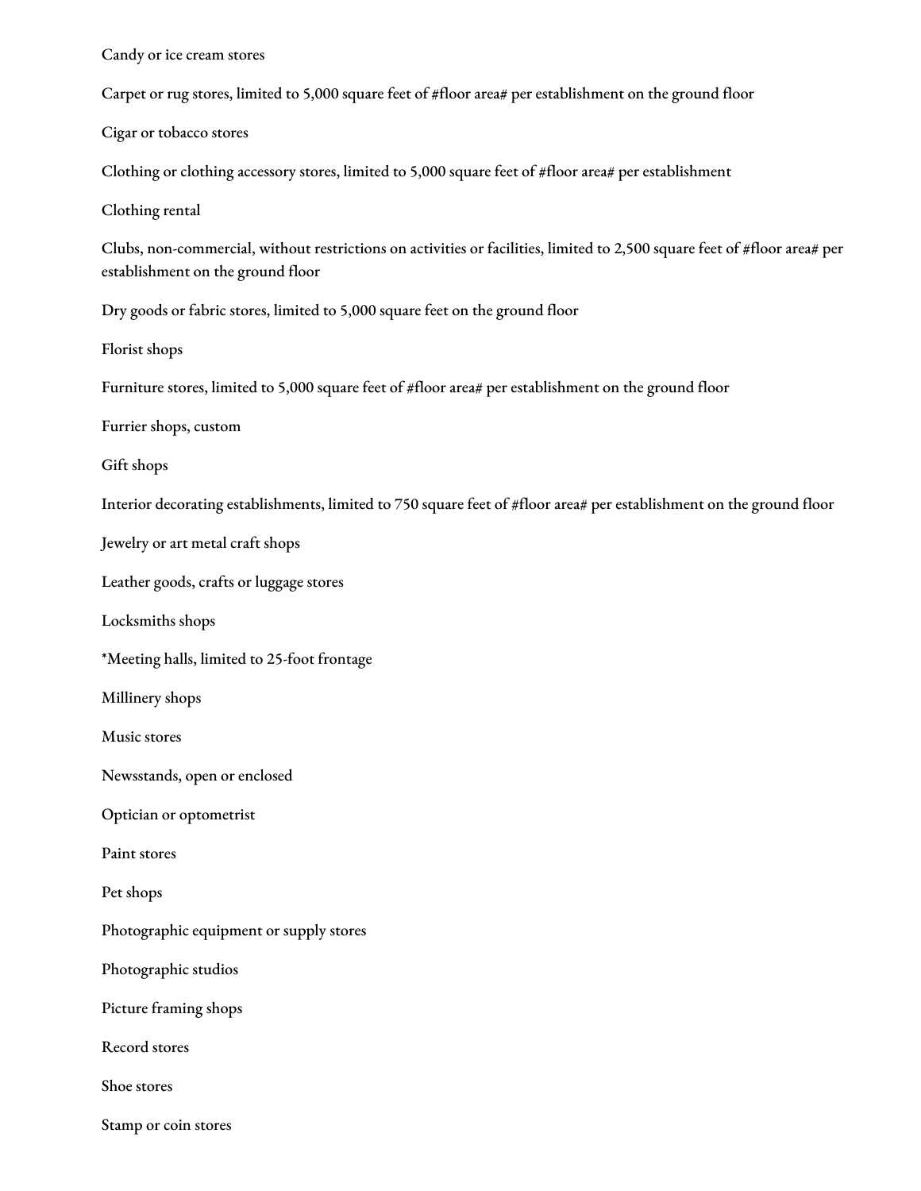Candy or ice cream stores

Carpet or rug stores, limited to 5,000 square feet of #floor area# per establishment on the ground floor

Cigar or tobacco stores

Clothing or clothing accessory stores, limited to 5,000 square feet of #floor area# per establishment

Clothing rental

Clubs, non-commercial, without restrictions on activities or facilities, limited to 2,500 square feet of #floor area# per establishment on the ground floor

Dry goods or fabric stores, limited to 5,000 square feet on the ground floor

Florist shops

Furniture stores, limited to 5,000 square feet of #floor area# per establishment on the ground floor

Furrier shops, custom

Gift shops

Interior decorating establishments, limited to 750 square feet of #floor area# per establishment on the ground floor

Jewelry or art metal craft shops

Leather goods, crafts or luggage stores

Locksmiths shops

*Meeting halls, limited to 25-foot frontage

Millinery shops

Music stores

Newsstands, open or enclosed

Optician or optometrist

Paint stores

Pet shops

Photographic equipment or supply stores

Photographic studios

Picture framing shops

Record stores

Shoe stores

Stamp or coin stores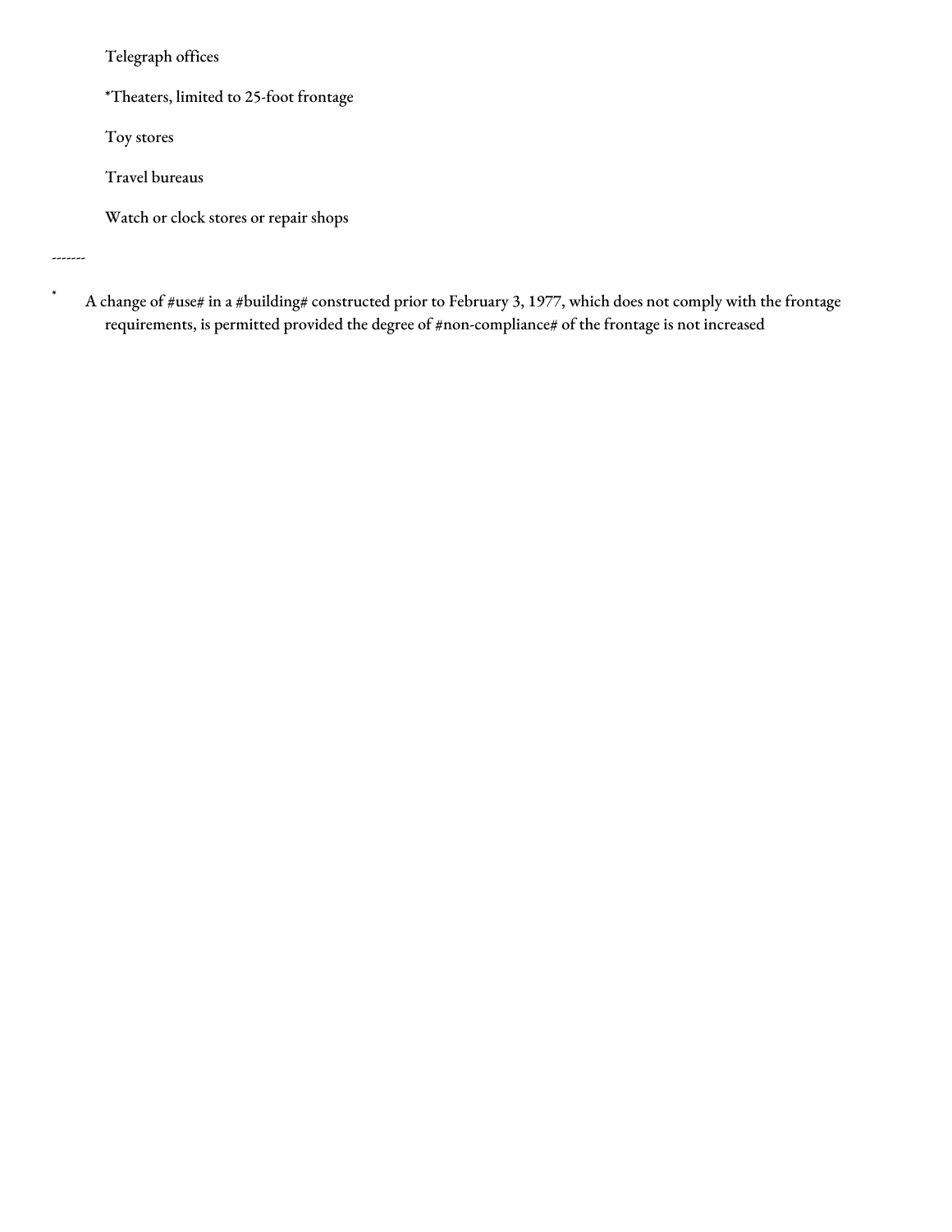Telegraph offices

*Theaters, limited to 25-foot frontage

Toy stores

Travel bureaus

Watch or clock stores or repair shops

-------

* A change of #use# in a #building# constructed prior to February 3, 1977, which does not comply with the frontage requirements, is permitted provided the degree of #non-compliance# of the frontage is not increased